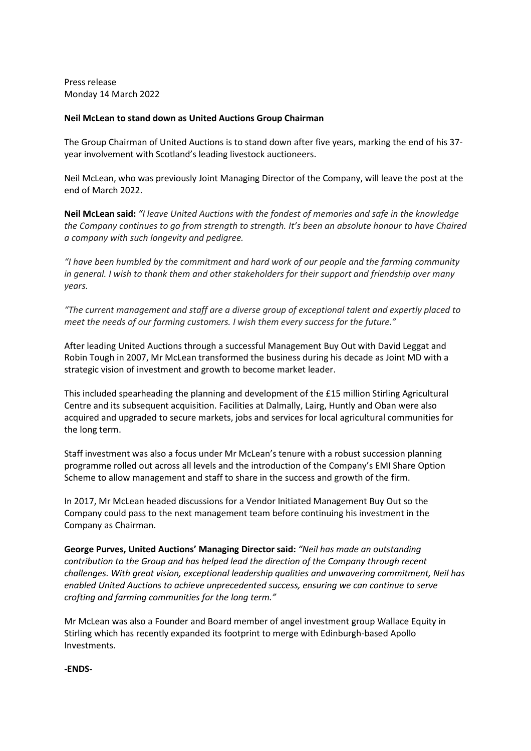Press release
Monday 14 March 2022

**Neil McLean to stand down as United Auctions Group Chairman**

The Group Chairman of United Auctions is to stand down after five years, marking the end of his 37-year involvement with Scotland's leading livestock auctioneers.

Neil McLean, who was previously Joint Managing Director of the Company, will leave the post at the end of March 2022.

**Neil McLean said:** *"I leave United Auctions with the fondest of memories and safe in the knowledge the Company continues to go from strength to strength. It's been an absolute honour to have Chaired a company with such longevity and pedigree.*

*"I have been humbled by the commitment and hard work of our people and the farming community in general. I wish to thank them and other stakeholders for their support and friendship over many years.*

*"The current management and staff are a diverse group of exceptional talent and expertly placed to meet the needs of our farming customers. I wish them every success for the future."*

After leading United Auctions through a successful Management Buy Out with David Leggat and Robin Tough in 2007, Mr McLean transformed the business during his decade as Joint MD with a strategic vision of investment and growth to become market leader.

This included spearheading the planning and development of the £15 million Stirling Agricultural Centre and its subsequent acquisition. Facilities at Dalmally, Lairg, Huntly and Oban were also acquired and upgraded to secure markets, jobs and services for local agricultural communities for the long term.

Staff investment was also a focus under Mr McLean's tenure with a robust succession planning programme rolled out across all levels and the introduction of the Company's EMI Share Option Scheme to allow management and staff to share in the success and growth of the firm.

In 2017, Mr McLean headed discussions for a Vendor Initiated Management Buy Out so the Company could pass to the next management team before continuing his investment in the Company as Chairman.

**George Purves, United Auctions' Managing Director said:** *"Neil has made an outstanding contribution to the Group and has helped lead the direction of the Company through recent challenges. With great vision, exceptional leadership qualities and unwavering commitment, Neil has enabled United Auctions to achieve unprecedented success, ensuring we can continue to serve crofting and farming communities for the long term."*

Mr McLean was also a Founder and Board member of angel investment group Wallace Equity in Stirling which has recently expanded its footprint to merge with Edinburgh-based Apollo Investments.

**-ENDS-**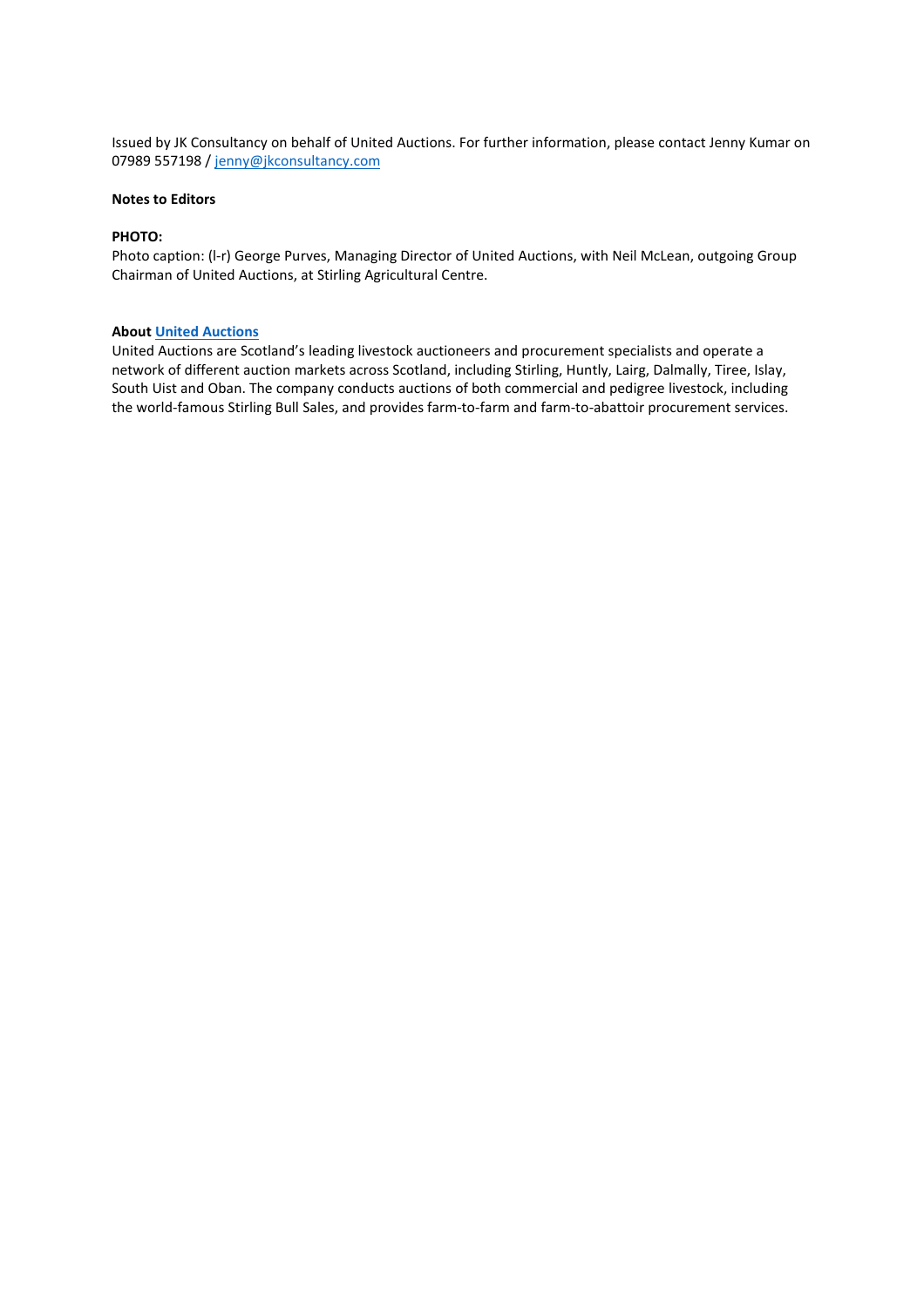Issued by JK Consultancy on behalf of United Auctions. For further information, please contact Jenny Kumar on 07989 557198 / jenny@jkconsultancy.com

**Notes to Editors**

**PHOTO:**

Photo caption: (l-r) George Purves, Managing Director of United Auctions, with Neil McLean, outgoing Group Chairman of United Auctions, at Stirling Agricultural Centre.

**About United Auctions**

United Auctions are Scotland's leading livestock auctioneers and procurement specialists and operate a network of different auction markets across Scotland, including Stirling, Huntly, Lairg, Dalmally, Tiree, Islay, South Uist and Oban. The company conducts auctions of both commercial and pedigree livestock, including the world-famous Stirling Bull Sales, and provides farm-to-farm and farm-to-abattoir procurement services.